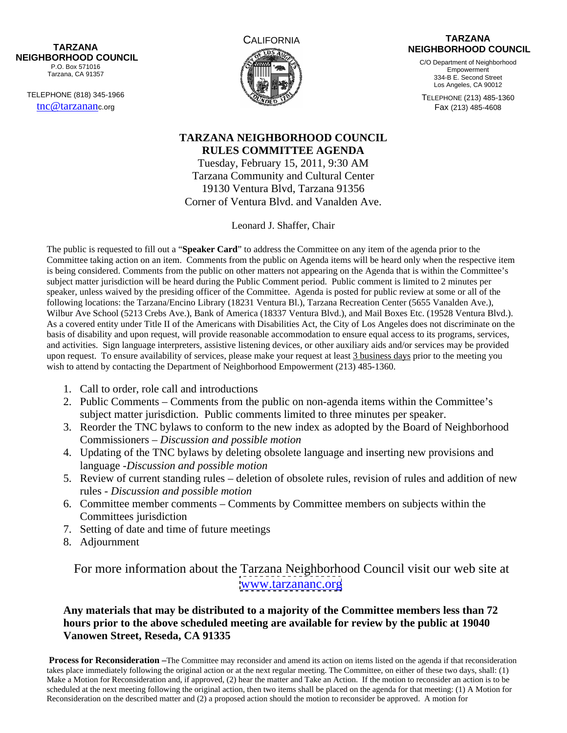**TARZANA NEIGHBORHOOD COUNCIL**
P.O. Box 571016
Tarzana, CA 91357

TELEPHONE (818) 345-1966
tnc@tarzananc.org

CALIFORNIA

**TARZANA NEIGHBORHOOD COUNCIL**
C/O Department of Neighborhood Empowerment
334-B E. Second Street
Los Angeles, CA 90012

TELEPHONE (213) 485-1360
Fax (213) 485-4608

# TARZANA NEIGHBORHOOD COUNCIL RULES COMMITTEE AGENDA

Tuesday, February 15, 2011, 9:30 AM
Tarzana Community and Cultural Center
19130 Ventura Blvd, Tarzana 91356
Corner of Ventura Blvd. and Vanalden Ave.

Leonard J. Shaffer, Chair

The public is requested to fill out a "**Speaker Card**" to address the Committee on any item of the agenda prior to the Committee taking action on an item. Comments from the public on Agenda items will be heard only when the respective item is being considered. Comments from the public on other matters not appearing on the Agenda that is within the Committee's subject matter jurisdiction will be heard during the Public Comment period. Public comment is limited to 2 minutes per speaker, unless waived by the presiding officer of the Committee. Agenda is posted for public review at some or all of the following locations: the Tarzana/Encino Library (18231 Ventura Bl.), Tarzana Recreation Center (5655 Vanalden Ave.), Wilbur Ave School (5213 Crebs Ave.), Bank of America (18337 Ventura Blvd.), and Mail Boxes Etc. (19528 Ventura Blvd.). As a covered entity under Title II of the Americans with Disabilities Act, the City of Los Angeles does not discriminate on the basis of disability and upon request, will provide reasonable accommodation to ensure equal access to its programs, services, and activities. Sign language interpreters, assistive listening devices, or other auxiliary aids and/or services may be provided upon request. To ensure availability of services, please make your request at least 3 business days prior to the meeting you wish to attend by contacting the Department of Neighborhood Empowerment (213) 485-1360.

1. Call to order, role call and introductions
2. Public Comments – Comments from the public on non-agenda items within the Committee's subject matter jurisdiction. Public comments limited to three minutes per speaker.
3. Reorder the TNC bylaws to conform to the new index as adopted by the Board of Neighborhood Commissioners – *Discussion and possible motion*
4. Updating of the TNC bylaws by deleting obsolete language and inserting new provisions and language -*Discussion and possible motion*
5. Review of current standing rules – deletion of obsolete rules, revision of rules and addition of new rules - *Discussion and possible motion*
6. Committee member comments – Comments by Committee members on subjects within the Committees jurisdiction
7. Setting of date and time of future meetings
8. Adjournment

For more information about the Tarzana Neighborhood Council visit our web site at www.tarzananc.org

**Any materials that may be distributed to a majority of the Committee members less than 72 hours prior to the above scheduled meeting are available for review by the public at 19040 Vanowen Street, Reseda, CA 91335**

**Process for Reconsideration –**The Committee may reconsider and amend its action on items listed on the agenda if that reconsideration takes place immediately following the original action or at the next regular meeting. The Committee, on either of these two days, shall: (1) Make a Motion for Reconsideration and, if approved, (2) hear the matter and Take an Action. If the motion to reconsider an action is to be scheduled at the next meeting following the original action, then two items shall be placed on the agenda for that meeting: (1) A Motion for Reconsideration on the described matter and (2) a proposed action should the motion to reconsider be approved. A motion for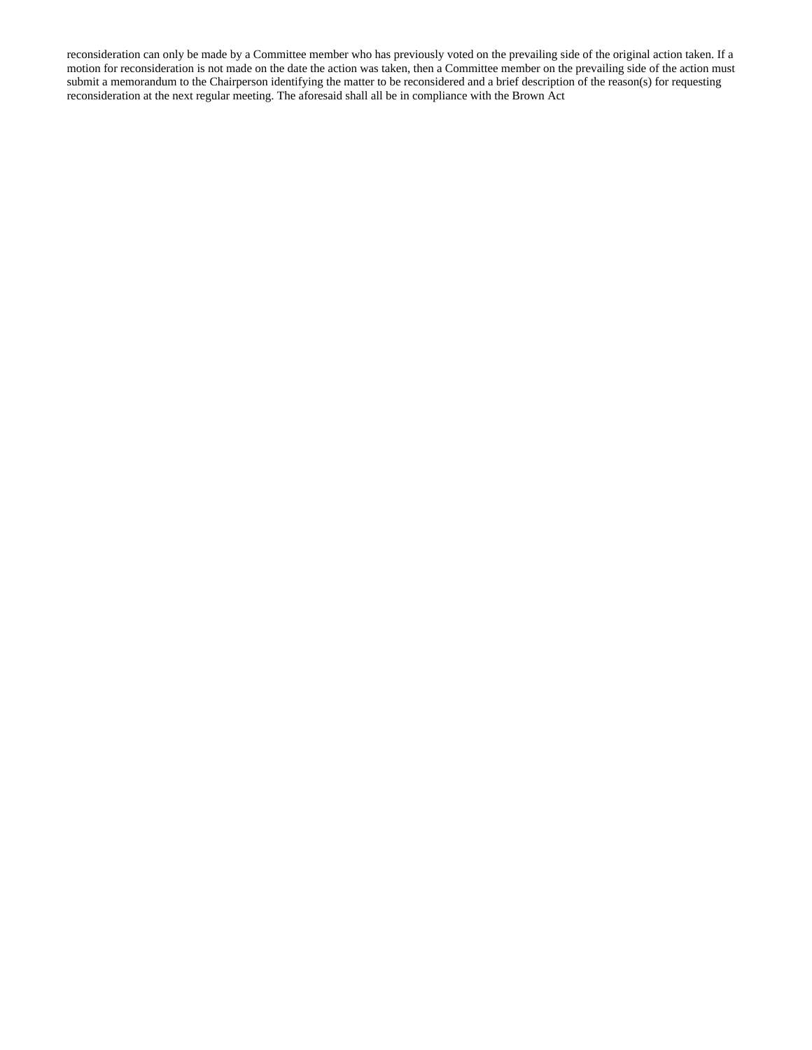reconsideration can only be made by a Committee member who has previously voted on the prevailing side of the original action taken. If a motion for reconsideration is not made on the date the action was taken, then a Committee member on the prevailing side of the action must submit a memorandum to the Chairperson identifying the matter to be reconsidered and a brief description of the reason(s) for requesting reconsideration at the next regular meeting. The aforesaid shall all be in compliance with the Brown Act